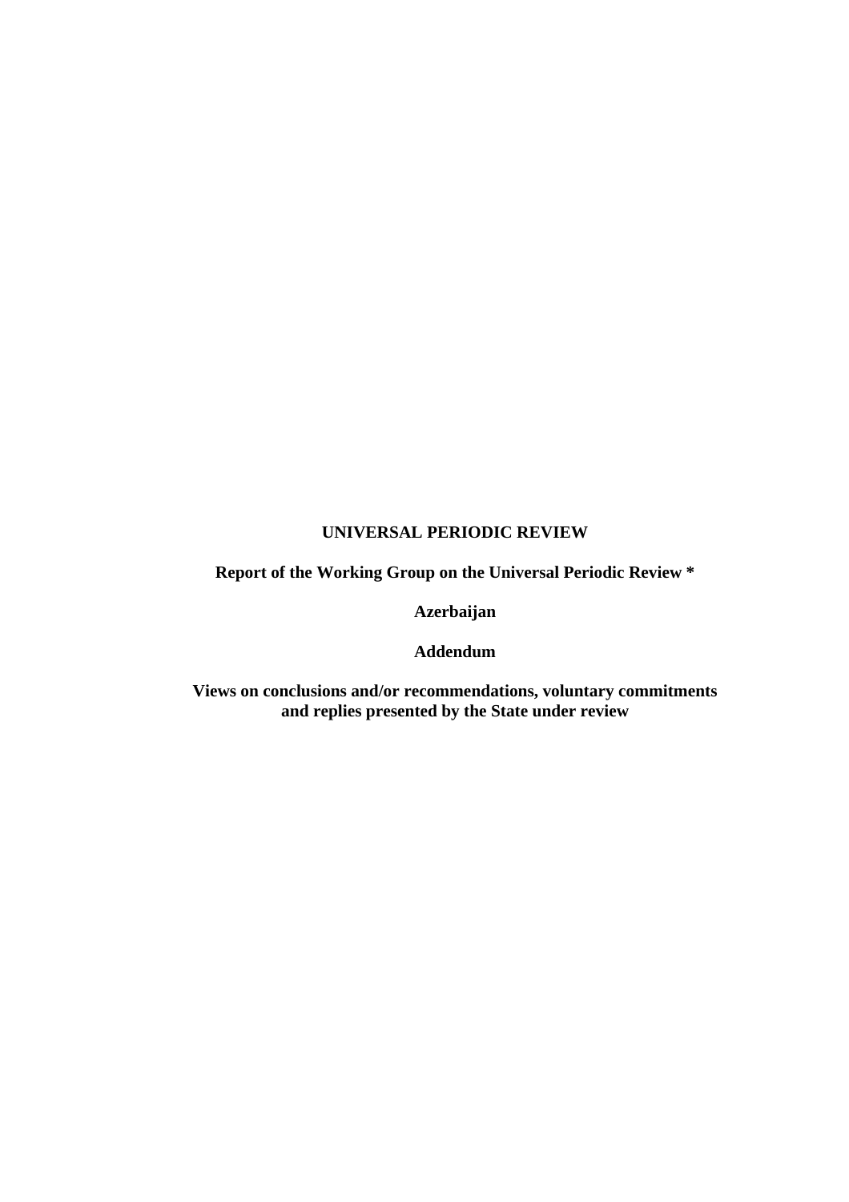# UNIVERSAL PERIODIC REVIEW

## Report of the Working Group on the Universal Periodic Review *

## Azerbaijan

## Addendum

## Views on conclusions and/or recommendations, voluntary commitments and replies presented by the State under review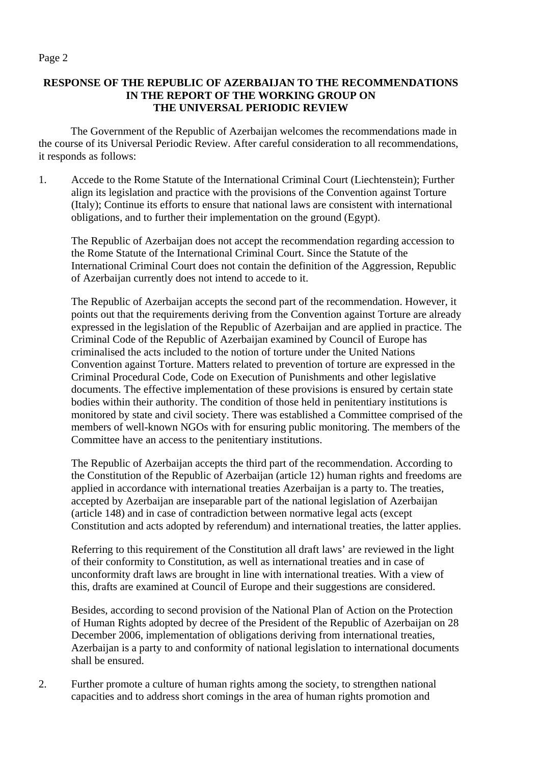**RESPONSE OF THE REPUBLIC OF AZERBAIJAN TO THE RECOMMENDATIONS IN THE REPORT OF THE WORKING GROUP ON THE UNIVERSAL PERIODIC REVIEW**

The Government of the Republic of Azerbaijan welcomes the recommendations made in the course of its Universal Periodic Review. After careful consideration to all recommendations, it responds as follows:

1. Accede to the Rome Statute of the International Criminal Court (Liechtenstein); Further align its legislation and practice with the provisions of the Convention against Torture (Italy); Continue its efforts to ensure that national laws are consistent with international obligations, and to further their implementation on the ground (Egypt).

   The Republic of Azerbaijan does not accept the recommendation regarding accession to the Rome Statute of the International Criminal Court. Since the Statute of the International Criminal Court does not contain the definition of the Aggression, Republic of Azerbaijan currently does not intend to accede to it.

   The Republic of Azerbaijan accepts the second part of the recommendation. However, it points out that the requirements deriving from the Convention against Torture are already expressed in the legislation of the Republic of Azerbaijan and are applied in practice. The Criminal Code of the Republic of Azerbaijan examined by Council of Europe has criminalised the acts included to the notion of torture under the United Nations Convention against Torture. Matters related to prevention of torture are expressed in the Criminal Procedural Code, Code on Execution of Punishments and other legislative documents. The effective implementation of these provisions is ensured by certain state bodies within their authority. The condition of those held in penitentiary institutions is monitored by state and civil society. There was established a Committee comprised of the members of well-known NGOs with for ensuring public monitoring. The members of the Committee have an access to the penitentiary institutions.

   The Republic of Azerbaijan accepts the third part of the recommendation. According to the Constitution of the Republic of Azerbaijan (article 12) human rights and freedoms are applied in accordance with international treaties Azerbaijan is a party to. The treaties, accepted by Azerbaijan are inseparable part of the national legislation of Azerbaijan (article 148) and in case of contradiction between normative legal acts (except Constitution and acts adopted by referendum) and international treaties, the latter applies.

   Referring to this requirement of the Constitution all draft laws' are reviewed in the light of their conformity to Constitution, as well as international treaties and in case of unconformity draft laws are brought in line with international treaties. With a view of this, drafts are examined at Council of Europe and their suggestions are considered.

   Besides, according to second provision of the National Plan of Action on the Protection of Human Rights adopted by decree of the President of the Republic of Azerbaijan on 28 December 2006, implementation of obligations deriving from international treaties, Azerbaijan is a party to and conformity of national legislation to international documents shall be ensured.

2. Further promote a culture of human rights among the society, to strengthen national capacities and to address short comings in the area of human rights promotion and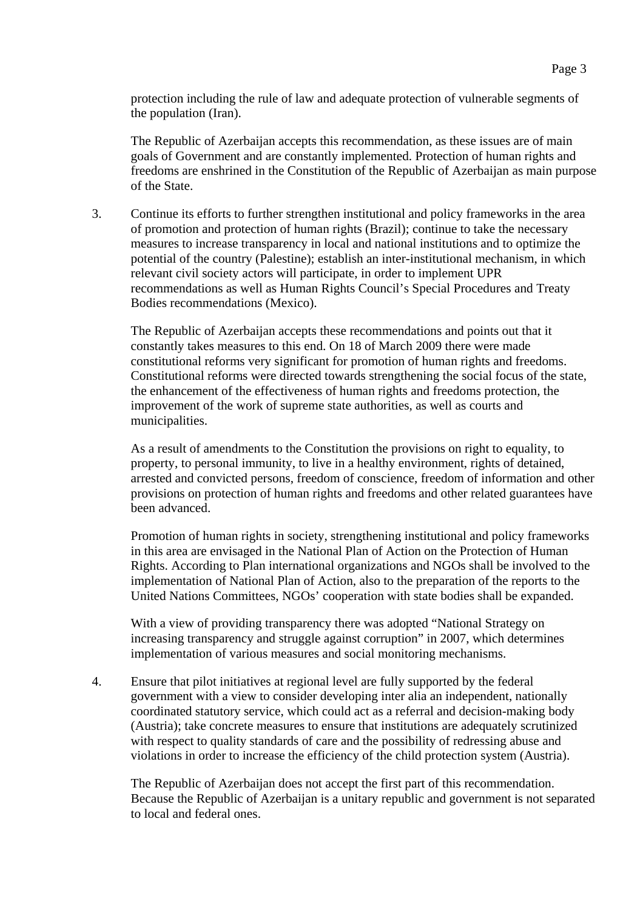protection including the rule of law and adequate protection of vulnerable segments of the population (Iran).

The Republic of Azerbaijan accepts this recommendation, as these issues are of main goals of Government and are constantly implemented. Protection of human rights and freedoms are enshrined in the Constitution of the Republic of Azerbaijan as main purpose of the State.

3. Continue its efforts to further strengthen institutional and policy frameworks in the area of promotion and protection of human rights (Brazil); continue to take the necessary measures to increase transparency in local and national institutions and to optimize the potential of the country (Palestine); establish an inter-institutional mechanism, in which relevant civil society actors will participate, in order to implement UPR recommendations as well as Human Rights Council's Special Procedures and Treaty Bodies recommendations (Mexico).

   The Republic of Azerbaijan accepts these recommendations and points out that it constantly takes measures to this end. On 18 of March 2009 there were made constitutional reforms very significant for promotion of human rights and freedoms. Constitutional reforms were directed towards strengthening the social focus of the state, the enhancement of the effectiveness of human rights and freedoms protection, the improvement of the work of supreme state authorities, as well as courts and municipalities.

   As a result of amendments to the Constitution the provisions on right to equality, to property, to personal immunity, to live in a healthy environment, rights of detained, arrested and convicted persons, freedom of conscience, freedom of information and other provisions on protection of human rights and freedoms and other related guarantees have been advanced.

   Promotion of human rights in society, strengthening institutional and policy frameworks in this area are envisaged in the National Plan of Action on the Protection of Human Rights. According to Plan international organizations and NGOs shall be involved to the implementation of National Plan of Action, also to the preparation of the reports to the United Nations Committees, NGOs' cooperation with state bodies shall be expanded.

   With a view of providing transparency there was adopted "National Strategy on increasing transparency and struggle against corruption" in 2007, which determines implementation of various measures and social monitoring mechanisms.

4. Ensure that pilot initiatives at regional level are fully supported by the federal government with a view to consider developing inter alia an independent, nationally coordinated statutory service, which could act as a referral and decision-making body (Austria); take concrete measures to ensure that institutions are adequately scrutinized with respect to quality standards of care and the possibility of redressing abuse and violations in order to increase the efficiency of the child protection system (Austria).

   The Republic of Azerbaijan does not accept the first part of this recommendation. Because the Republic of Azerbaijan is a unitary republic and government is not separated to local and federal ones.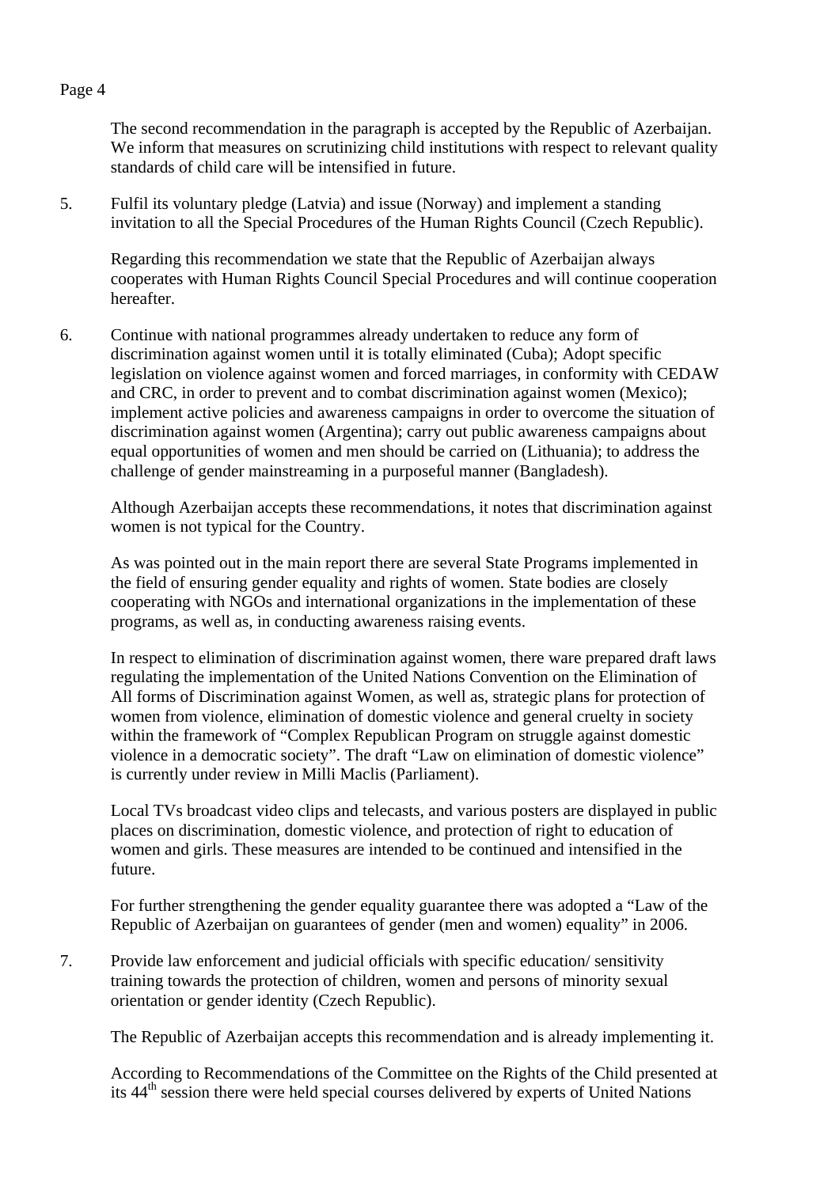The second recommendation in the paragraph is accepted by the Republic of Azerbaijan. We inform that measures on scrutinizing child institutions with respect to relevant quality standards of child care will be intensified in future.

5. Fulfil its voluntary pledge (Latvia) and issue (Norway) and implement a standing invitation to all the Special Procedures of the Human Rights Council (Czech Republic).

   Regarding this recommendation we state that the Republic of Azerbaijan always cooperates with Human Rights Council Special Procedures and will continue cooperation hereafter.

6. Continue with national programmes already undertaken to reduce any form of discrimination against women until it is totally eliminated (Cuba); Adopt specific legislation on violence against women and forced marriages, in conformity with CEDAW and CRC, in order to prevent and to combat discrimination against women (Mexico); implement active policies and awareness campaigns in order to overcome the situation of discrimination against women (Argentina); carry out public awareness campaigns about equal opportunities of women and men should be carried on (Lithuania); to address the challenge of gender mainstreaming in a purposeful manner (Bangladesh).

   Although Azerbaijan accepts these recommendations, it notes that discrimination against women is not typical for the Country.

   As was pointed out in the main report there are several State Programs implemented in the field of ensuring gender equality and rights of women. State bodies are closely cooperating with NGOs and international organizations in the implementation of these programs, as well as, in conducting awareness raising events.

   In respect to elimination of discrimination against women, there ware prepared draft laws regulating the implementation of the United Nations Convention on the Elimination of All forms of Discrimination against Women, as well as, strategic plans for protection of women from violence, elimination of domestic violence and general cruelty in society within the framework of "Complex Republican Program on struggle against domestic violence in a democratic society". The draft "Law on elimination of domestic violence" is currently under review in Milli Maclis (Parliament).

   Local TVs broadcast video clips and telecasts, and various posters are displayed in public places on discrimination, domestic violence, and protection of right to education of women and girls. These measures are intended to be continued and intensified in the future.

   For further strengthening the gender equality guarantee there was adopted a "Law of the Republic of Azerbaijan on guarantees of gender (men and women) equality" in 2006.

7. Provide law enforcement and judicial officials with specific education/ sensitivity training towards the protection of children, women and persons of minority sexual orientation or gender identity (Czech Republic).

   The Republic of Azerbaijan accepts this recommendation and is already implementing it.

   According to Recommendations of the Committee on the Rights of the Child presented at its 44th session there were held special courses delivered by experts of United Nations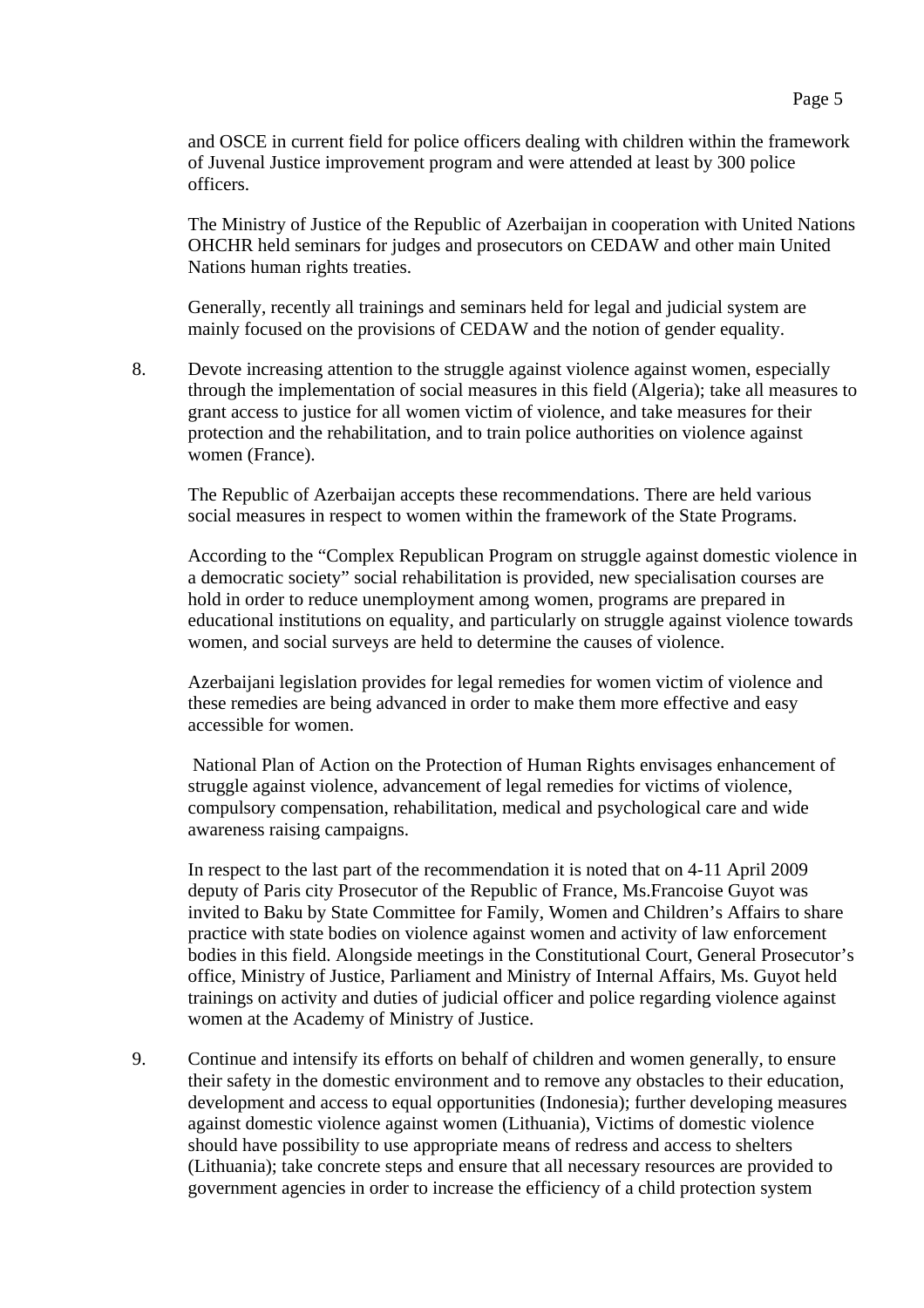and OSCE in current field for police officers dealing with children within the framework of Juvenal Justice improvement program and were attended at least by 300 police officers.

The Ministry of Justice of the Republic of Azerbaijan in cooperation with United Nations OHCHR held seminars for judges and prosecutors on CEDAW and other main United Nations human rights treaties.

Generally, recently all trainings and seminars held for legal and judicial system are mainly focused on the provisions of CEDAW and the notion of gender equality.

8. Devote increasing attention to the struggle against violence against women, especially through the implementation of social measures in this field (Algeria); take all measures to grant access to justice for all women victim of violence, and take measures for their protection and the rehabilitation, and to train police authorities on violence against women (France).

   The Republic of Azerbaijan accepts these recommendations. There are held various social measures in respect to women within the framework of the State Programs.

   According to the "Complex Republican Program on struggle against domestic violence in a democratic society" social rehabilitation is provided, new specialisation courses are hold in order to reduce unemployment among women, programs are prepared in educational institutions on equality, and particularly on struggle against violence towards women, and social surveys are held to determine the causes of violence.

   Azerbaijani legislation provides for legal remedies for women victim of violence and these remedies are being advanced in order to make them more effective and easy accessible for women.

   National Plan of Action on the Protection of Human Rights envisages enhancement of struggle against violence, advancement of legal remedies for victims of violence, compulsory compensation, rehabilitation, medical and psychological care and wide awareness raising campaigns.

   In respect to the last part of the recommendation it is noted that on 4-11 April 2009 deputy of Paris city Prosecutor of the Republic of France, Ms.Francoise Guyot was invited to Baku by State Committee for Family, Women and Children's Affairs to share practice with state bodies on violence against women and activity of law enforcement bodies in this field. Alongside meetings in the Constitutional Court, General Prosecutor's office, Ministry of Justice, Parliament and Ministry of Internal Affairs, Ms. Guyot held trainings on activity and duties of judicial officer and police regarding violence against women at the Academy of Ministry of Justice.

9. Continue and intensify its efforts on behalf of children and women generally, to ensure their safety in the domestic environment and to remove any obstacles to their education, development and access to equal opportunities (Indonesia); further developing measures against domestic violence against women (Lithuania), Victims of domestic violence should have possibility to use appropriate means of redress and access to shelters (Lithuania); take concrete steps and ensure that all necessary resources are provided to government agencies in order to increase the efficiency of a child protection system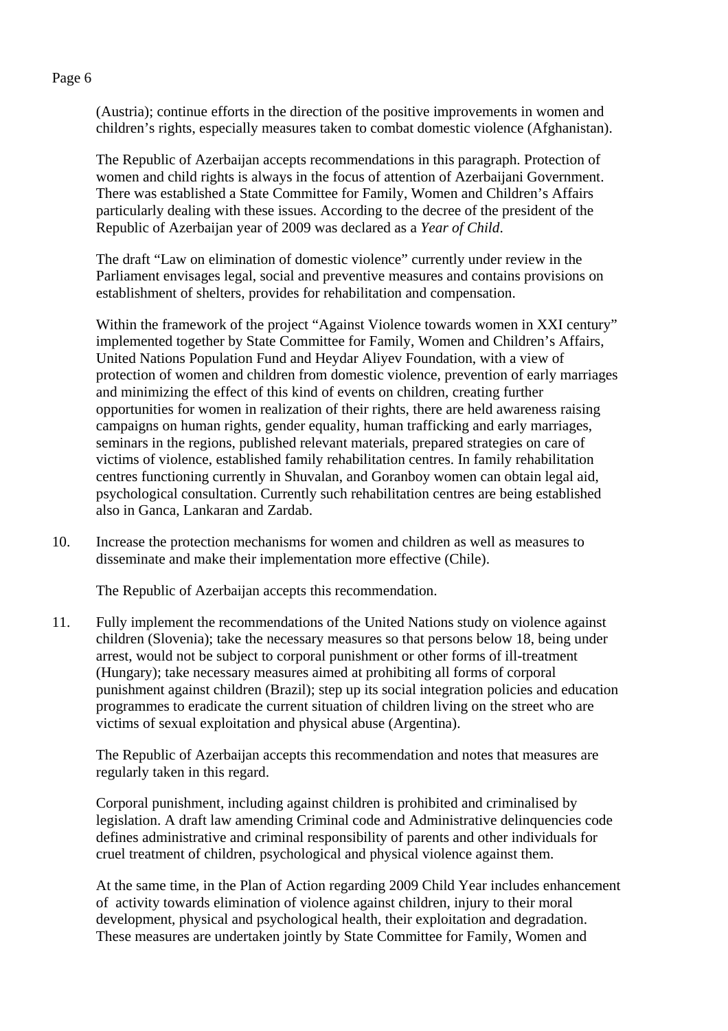(Austria); continue efforts in the direction of the positive improvements in women and children's rights, especially measures taken to combat domestic violence (Afghanistan).

The Republic of Azerbaijan accepts recommendations in this paragraph. Protection of women and child rights is always in the focus of attention of Azerbaijani Government. There was established a State Committee for Family, Women and Children's Affairs particularly dealing with these issues. According to the decree of the president of the Republic of Azerbaijan year of 2009 was declared as a *Year of Child*.

The draft "Law on elimination of domestic violence" currently under review in the Parliament envisages legal, social and preventive measures and contains provisions on establishment of shelters, provides for rehabilitation and compensation.

Within the framework of the project "Against Violence towards women in XXI century" implemented together by State Committee for Family, Women and Children's Affairs, United Nations Population Fund and Heydar Aliyev Foundation, with a view of protection of women and children from domestic violence, prevention of early marriages and minimizing the effect of this kind of events on children, creating further opportunities for women in realization of their rights, there are held awareness raising campaigns on human rights, gender equality, human trafficking and early marriages, seminars in the regions, published relevant materials, prepared strategies on care of victims of violence, established family rehabilitation centres. In family rehabilitation centres functioning currently in Shuvalan, and Goranboy women can obtain legal aid, psychological consultation. Currently such rehabilitation centres are being established also in Ganca, Lankaran and Zardab.

10. Increase the protection mechanisms for women and children as well as measures to disseminate and make their implementation more effective (Chile).

    The Republic of Azerbaijan accepts this recommendation.

11. Fully implement the recommendations of the United Nations study on violence against children (Slovenia); take the necessary measures so that persons below 18, being under arrest, would not be subject to corporal punishment or other forms of ill-treatment (Hungary); take necessary measures aimed at prohibiting all forms of corporal punishment against children (Brazil); step up its social integration policies and education programmes to eradicate the current situation of children living on the street who are victims of sexual exploitation and physical abuse (Argentina).

    The Republic of Azerbaijan accepts this recommendation and notes that measures are regularly taken in this regard.

    Corporal punishment, including against children is prohibited and criminalised by legislation. A draft law amending Criminal code and Administrative delinquencies code defines administrative and criminal responsibility of parents and other individuals for cruel treatment of children, psychological and physical violence against them.

    At the same time, in the Plan of Action regarding 2009 Child Year includes enhancement of activity towards elimination of violence against children, injury to their moral development, physical and psychological health, their exploitation and degradation. These measures are undertaken jointly by State Committee for Family, Women and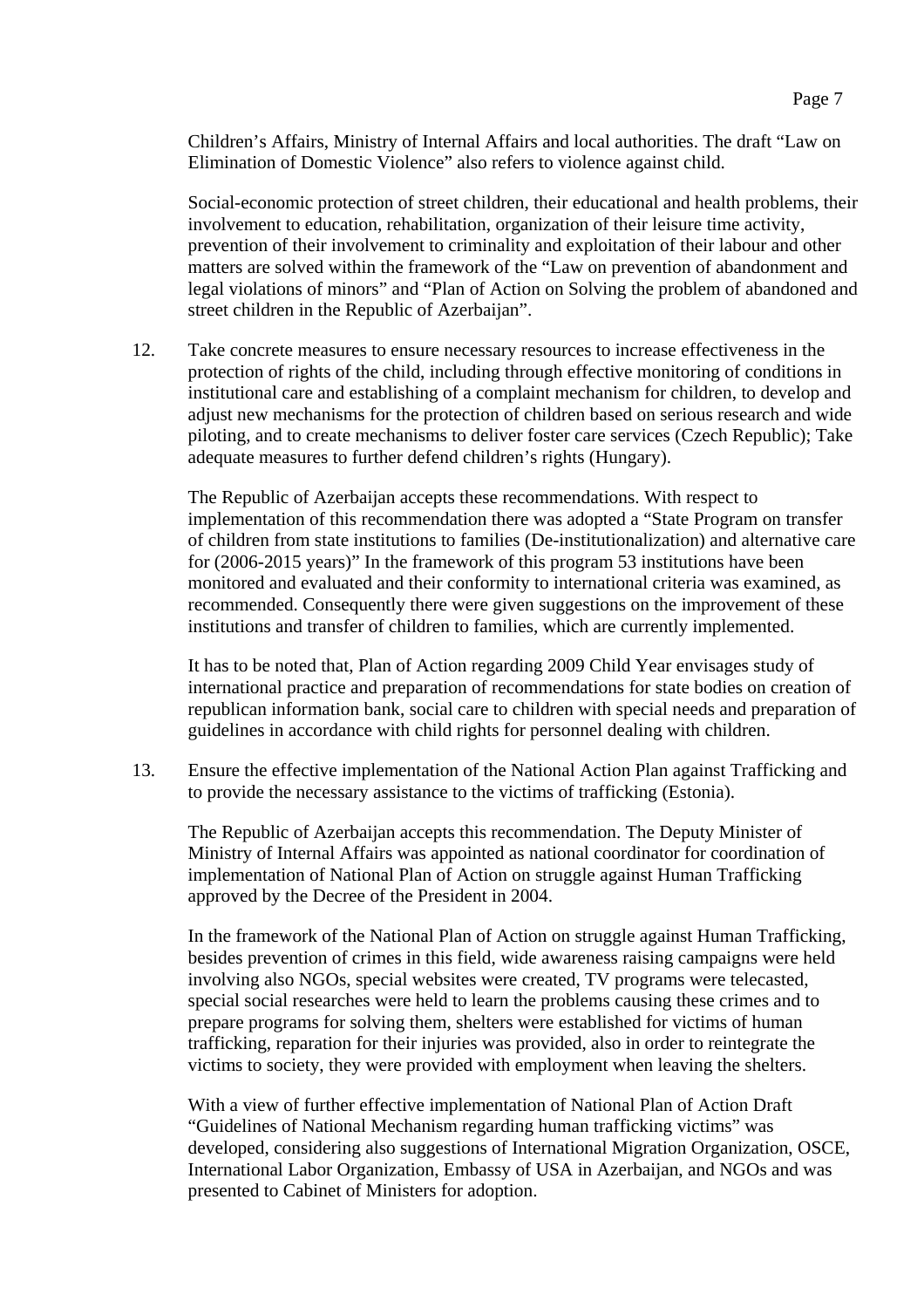Children's Affairs, Ministry of Internal Affairs and local authorities. The draft "Law on Elimination of Domestic Violence" also refers to violence against child.

Social-economic protection of street children, their educational and health problems, their involvement to education, rehabilitation, organization of their leisure time activity, prevention of their involvement to criminality and exploitation of their labour and other matters are solved within the framework of the "Law on prevention of abandonment and legal violations of minors" and "Plan of Action on Solving the problem of abandoned and street children in the Republic of Azerbaijan".

12. Take concrete measures to ensure necessary resources to increase effectiveness in the protection of rights of the child, including through effective monitoring of conditions in institutional care and establishing of a complaint mechanism for children, to develop and adjust new mechanisms for the protection of children based on serious research and wide piloting, and to create mechanisms to deliver foster care services (Czech Republic); Take adequate measures to further defend children's rights (Hungary).

    The Republic of Azerbaijan accepts these recommendations. With respect to implementation of this recommendation there was adopted a "State Program on transfer of children from state institutions to families (De-institutionalization) and alternative care for (2006-2015 years)" In the framework of this program 53 institutions have been monitored and evaluated and their conformity to international criteria was examined, as recommended. Consequently there were given suggestions on the improvement of these institutions and transfer of children to families, which are currently implemented.

    It has to be noted that, Plan of Action regarding 2009 Child Year envisages study of international practice and preparation of recommendations for state bodies on creation of republican information bank, social care to children with special needs and preparation of guidelines in accordance with child rights for personnel dealing with children.

13. Ensure the effective implementation of the National Action Plan against Trafficking and to provide the necessary assistance to the victims of trafficking (Estonia).

    The Republic of Azerbaijan accepts this recommendation. The Deputy Minister of Ministry of Internal Affairs was appointed as national coordinator for coordination of implementation of National Plan of Action on struggle against Human Trafficking approved by the Decree of the President in 2004.

    In the framework of the National Plan of Action on struggle against Human Trafficking, besides prevention of crimes in this field, wide awareness raising campaigns were held involving also NGOs, special websites were created, TV programs were telecasted, special social researches were held to learn the problems causing these crimes and to prepare programs for solving them, shelters were established for victims of human trafficking, reparation for their injuries was provided, also in order to reintegrate the victims to society, they were provided with employment when leaving the shelters.

    With a view of further effective implementation of National Plan of Action Draft "Guidelines of National Mechanism regarding human trafficking victims" was developed, considering also suggestions of International Migration Organization, OSCE, International Labor Organization, Embassy of USA in Azerbaijan, and NGOs and was presented to Cabinet of Ministers for adoption.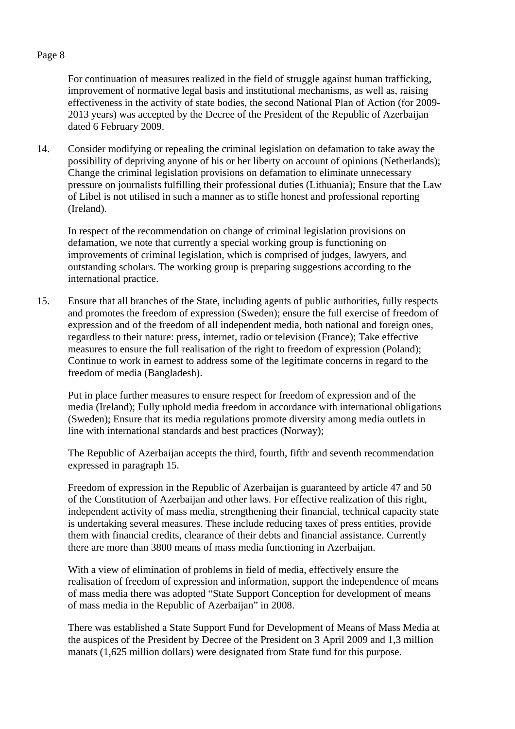For continuation of measures realized in the field of struggle against human trafficking, improvement of normative legal basis and institutional mechanisms, as well as, raising effectiveness in the activity of state bodies, the second National Plan of Action (for 2009-2013 years) was accepted by the Decree of the President of the Republic of Azerbaijan dated 6 February 2009.

14. Consider modifying or repealing the criminal legislation on defamation to take away the possibility of depriving anyone of his or her liberty on account of opinions (Netherlands); Change the criminal legislation provisions on defamation to eliminate unnecessary pressure on journalists fulfilling their professional duties (Lithuania); Ensure that the Law of Libel is not utilised in such a manner as to stifle honest and professional reporting (Ireland).

In respect of the recommendation on change of criminal legislation provisions on defamation, we note that currently a special working group is functioning on improvements of criminal legislation, which is comprised of judges, lawyers, and outstanding scholars. The working group is preparing suggestions according to the international practice.

15. Ensure that all branches of the State, including agents of public authorities, fully respects and promotes the freedom of expression (Sweden); ensure the full exercise of freedom of expression and of the freedom of all independent media, both national and foreign ones, regardless to their nature: press, internet, radio or television (France); Take effective measures to ensure the full realisation of the right to freedom of expression (Poland); Continue to work in earnest to address some of the legitimate concerns in regard to the freedom of media (Bangladesh).

Put in place further measures to ensure respect for freedom of expression and of the media (Ireland); Fully uphold media freedom in accordance with international obligations (Sweden); Ensure that its media regulations promote diversity among media outlets in line with international standards and best practices (Norway);

The Republic of Azerbaijan accepts the third, fourth, fifth, and seventh recommendation expressed in paragraph 15.

Freedom of expression in the Republic of Azerbaijan is guaranteed by article 47 and 50 of the Constitution of Azerbaijan and other laws. For effective realization of this right, independent activity of mass media, strengthening their financial, technical capacity state is undertaking several measures. These include reducing taxes of press entities, provide them with financial credits, clearance of their debts and financial assistance. Currently there are more than 3800 means of mass media functioning in Azerbaijan.

With a view of elimination of problems in field of media, effectively ensure the realisation of freedom of expression and information, support the independence of means of mass media there was adopted "State Support Conception for development of means of mass media in the Republic of Azerbaijan" in 2008.

There was established a State Support Fund for Development of Means of Mass Media at the auspices of the President by Decree of the President on 3 April 2009 and 1,3 million manats (1,625 million dollars) were designated from State fund for this purpose.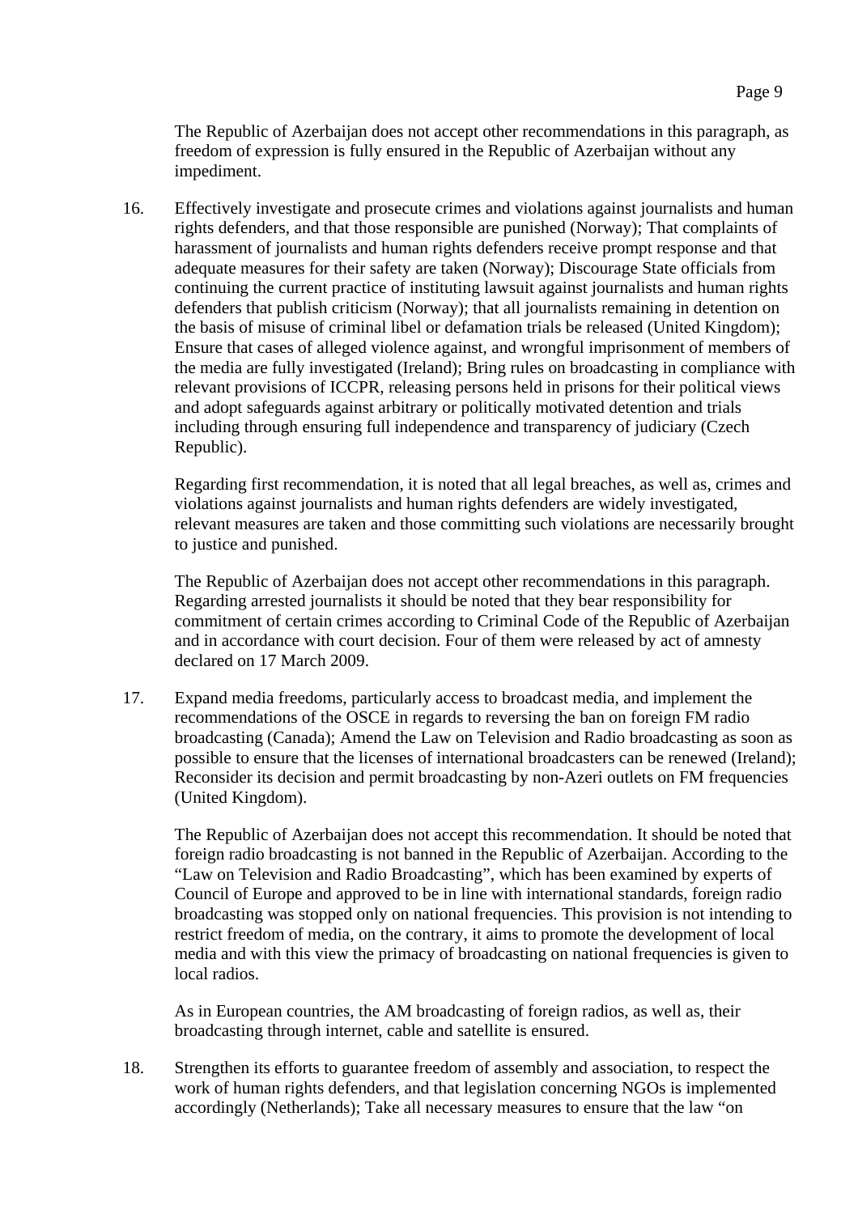The Republic of Azerbaijan does not accept other recommendations in this paragraph, as freedom of expression is fully ensured in the Republic of Azerbaijan without any impediment.

16. Effectively investigate and prosecute crimes and violations against journalists and human rights defenders, and that those responsible are punished (Norway); That complaints of harassment of journalists and human rights defenders receive prompt response and that adequate measures for their safety are taken (Norway); Discourage State officials from continuing the current practice of instituting lawsuit against journalists and human rights defenders that publish criticism (Norway); that all journalists remaining in detention on the basis of misuse of criminal libel or defamation trials be released (United Kingdom); Ensure that cases of alleged violence against, and wrongful imprisonment of members of the media are fully investigated (Ireland); Bring rules on broadcasting in compliance with relevant provisions of ICCPR, releasing persons held in prisons for their political views and adopt safeguards against arbitrary or politically motivated detention and trials including through ensuring full independence and transparency of judiciary (Czech Republic).

    Regarding first recommendation, it is noted that all legal breaches, as well as, crimes and violations against journalists and human rights defenders are widely investigated, relevant measures are taken and those committing such violations are necessarily brought to justice and punished.

    The Republic of Azerbaijan does not accept other recommendations in this paragraph. Regarding arrested journalists it should be noted that they bear responsibility for commitment of certain crimes according to Criminal Code of the Republic of Azerbaijan and in accordance with court decision. Four of them were released by act of amnesty declared on 17 March 2009.

17. Expand media freedoms, particularly access to broadcast media, and implement the recommendations of the OSCE in regards to reversing the ban on foreign FM radio broadcasting (Canada); Amend the Law on Television and Radio broadcasting as soon as possible to ensure that the licenses of international broadcasters can be renewed (Ireland); Reconsider its decision and permit broadcasting by non-Azeri outlets on FM frequencies (United Kingdom).

    The Republic of Azerbaijan does not accept this recommendation. It should be noted that foreign radio broadcasting is not banned in the Republic of Azerbaijan. According to the "Law on Television and Radio Broadcasting", which has been examined by experts of Council of Europe and approved to be in line with international standards, foreign radio broadcasting was stopped only on national frequencies. This provision is not intending to restrict freedom of media, on the contrary, it aims to promote the development of local media and with this view the primacy of broadcasting on national frequencies is given to local radios.

    As in European countries, the AM broadcasting of foreign radios, as well as, their broadcasting through internet, cable and satellite is ensured.

18. Strengthen its efforts to guarantee freedom of assembly and association, to respect the work of human rights defenders, and that legislation concerning NGOs is implemented accordingly (Netherlands); Take all necessary measures to ensure that the law "on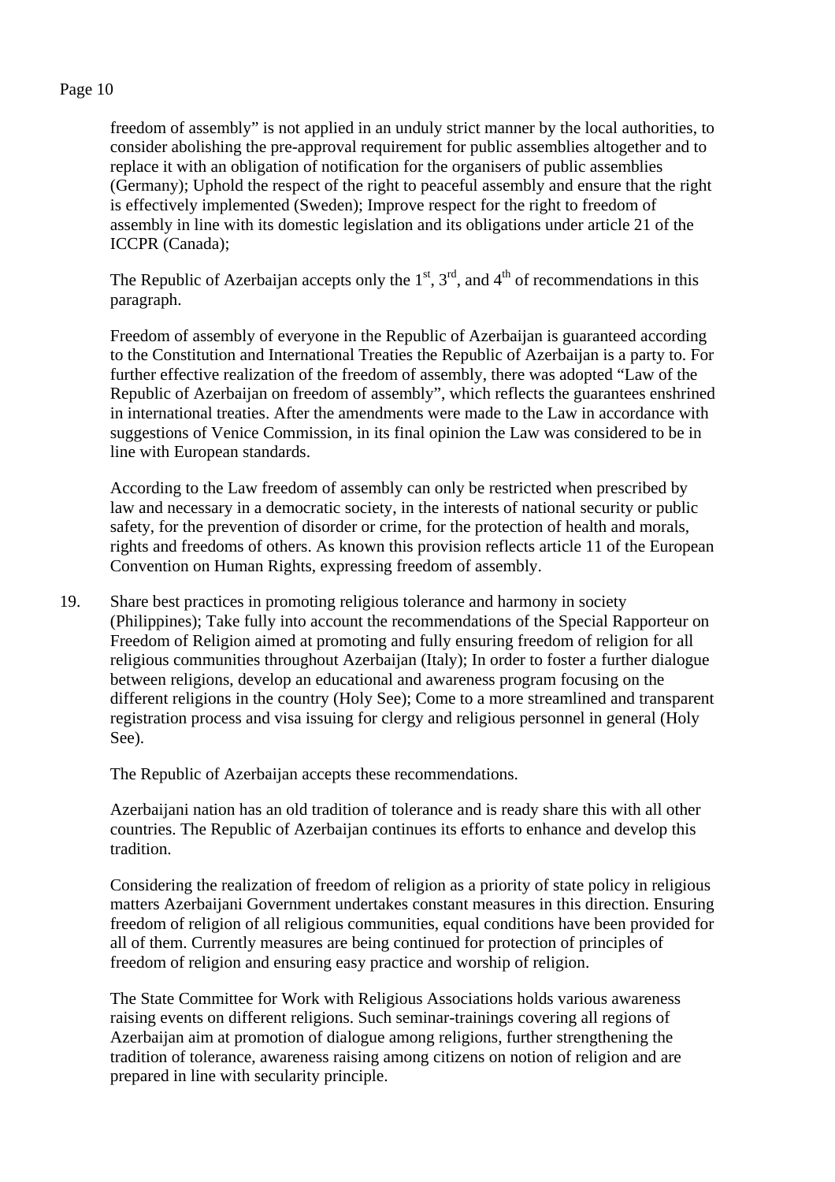freedom of assembly" is not applied in an unduly strict manner by the local authorities, to consider abolishing the pre-approval requirement for public assemblies altogether and to replace it with an obligation of notification for the organisers of public assemblies (Germany); Uphold the respect of the right to peaceful assembly and ensure that the right is effectively implemented (Sweden); Improve respect for the right to freedom of assembly in line with its domestic legislation and its obligations under article 21 of the ICCPR (Canada);

The Republic of Azerbaijan accepts only the 1st, 3rd, and 4th of recommendations in this paragraph.

Freedom of assembly of everyone in the Republic of Azerbaijan is guaranteed according to the Constitution and International Treaties the Republic of Azerbaijan is a party to. For further effective realization of the freedom of assembly, there was adopted "Law of the Republic of Azerbaijan on freedom of assembly", which reflects the guarantees enshrined in international treaties. After the amendments were made to the Law in accordance with suggestions of Venice Commission, in its final opinion the Law was considered to be in line with European standards.

According to the Law freedom of assembly can only be restricted when prescribed by law and necessary in a democratic society, in the interests of national security or public safety, for the prevention of disorder or crime, for the protection of health and morals, rights and freedoms of others. As known this provision reflects article 11 of the European Convention on Human Rights, expressing freedom of assembly.

19. Share best practices in promoting religious tolerance and harmony in society (Philippines); Take fully into account the recommendations of the Special Rapporteur on Freedom of Religion aimed at promoting and fully ensuring freedom of religion for all religious communities throughout Azerbaijan (Italy); In order to foster a further dialogue between religions, develop an educational and awareness program focusing on the different religions in the country (Holy See); Come to a more streamlined and transparent registration process and visa issuing for clergy and religious personnel in general (Holy See).

The Republic of Azerbaijan accepts these recommendations.

Azerbaijani nation has an old tradition of tolerance and is ready share this with all other countries. The Republic of Azerbaijan continues its efforts to enhance and develop this tradition.

Considering the realization of freedom of religion as a priority of state policy in religious matters Azerbaijani Government undertakes constant measures in this direction. Ensuring freedom of religion of all religious communities, equal conditions have been provided for all of them. Currently measures are being continued for protection of principles of freedom of religion and ensuring easy practice and worship of religion.

The State Committee for Work with Religious Associations holds various awareness raising events on different religions. Such seminar-trainings covering all regions of Azerbaijan aim at promotion of dialogue among religions, further strengthening the tradition of tolerance, awareness raising among citizens on notion of religion and are prepared in line with secularity principle.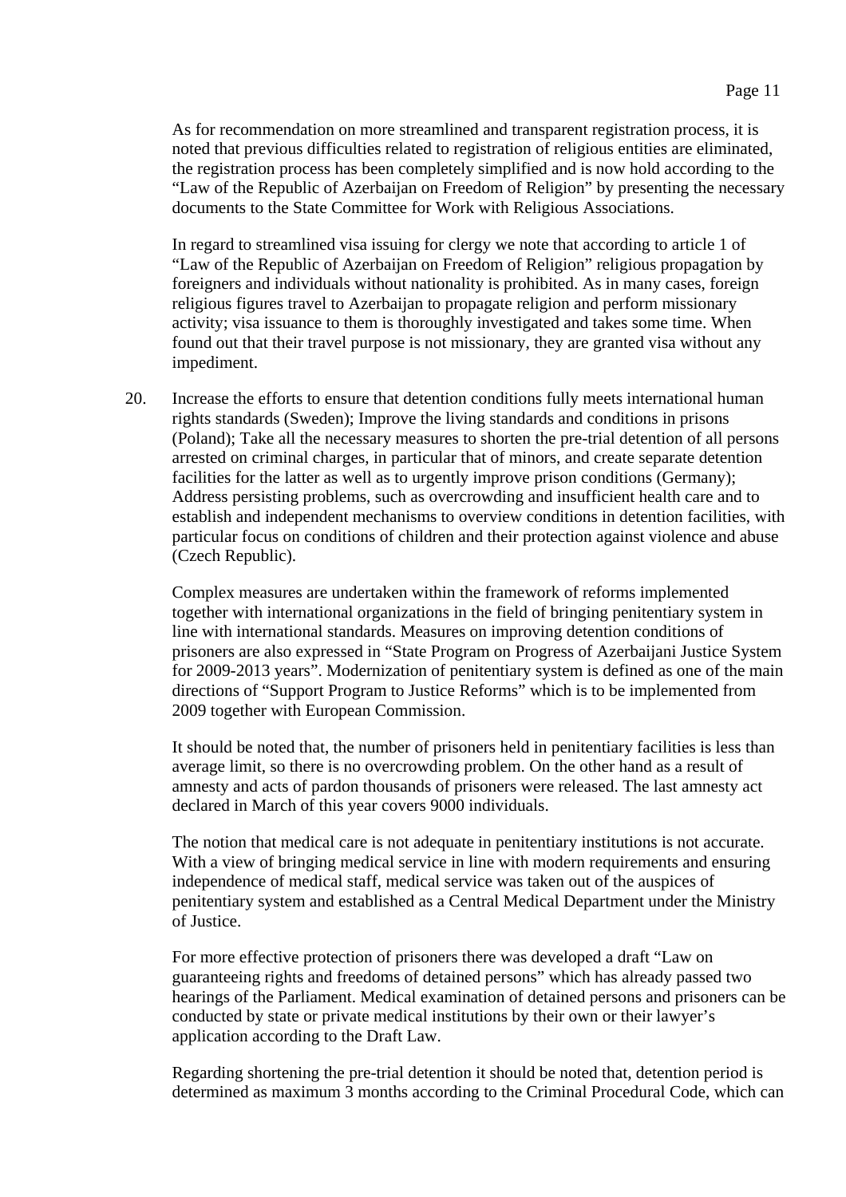As for recommendation on more streamlined and transparent registration process, it is noted that previous difficulties related to registration of religious entities are eliminated, the registration process has been completely simplified and is now hold according to the "Law of the Republic of Azerbaijan on Freedom of Religion" by presenting the necessary documents to the State Committee for Work with Religious Associations.

In regard to streamlined visa issuing for clergy we note that according to article 1 of "Law of the Republic of Azerbaijan on Freedom of Religion" religious propagation by foreigners and individuals without nationality is prohibited. As in many cases, foreign religious figures travel to Azerbaijan to propagate religion and perform missionary activity; visa issuance to them is thoroughly investigated and takes some time. When found out that their travel purpose is not missionary, they are granted visa without any impediment.

20. Increase the efforts to ensure that detention conditions fully meets international human rights standards (Sweden); Improve the living standards and conditions in prisons (Poland); Take all the necessary measures to shorten the pre-trial detention of all persons arrested on criminal charges, in particular that of minors, and create separate detention facilities for the latter as well as to urgently improve prison conditions (Germany); Address persisting problems, such as overcrowding and insufficient health care and to establish and independent mechanisms to overview conditions in detention facilities, with particular focus on conditions of children and their protection against violence and abuse (Czech Republic).

Complex measures are undertaken within the framework of reforms implemented together with international organizations in the field of bringing penitentiary system in line with international standards. Measures on improving detention conditions of prisoners are also expressed in "State Program on Progress of Azerbaijani Justice System for 2009-2013 years". Modernization of penitentiary system is defined as one of the main directions of "Support Program to Justice Reforms" which is to be implemented from 2009 together with European Commission.

It should be noted that, the number of prisoners held in penitentiary facilities is less than average limit, so there is no overcrowding problem. On the other hand as a result of amnesty and acts of pardon thousands of prisoners were released. The last amnesty act declared in March of this year covers 9000 individuals.

The notion that medical care is not adequate in penitentiary institutions is not accurate. With a view of bringing medical service in line with modern requirements and ensuring independence of medical staff, medical service was taken out of the auspices of penitentiary system and established as a Central Medical Department under the Ministry of Justice.

For more effective protection of prisoners there was developed a draft "Law on guaranteeing rights and freedoms of detained persons" which has already passed two hearings of the Parliament. Medical examination of detained persons and prisoners can be conducted by state or private medical institutions by their own or their lawyer's application according to the Draft Law.

Regarding shortening the pre-trial detention it should be noted that, detention period is determined as maximum 3 months according to the Criminal Procedural Code, which can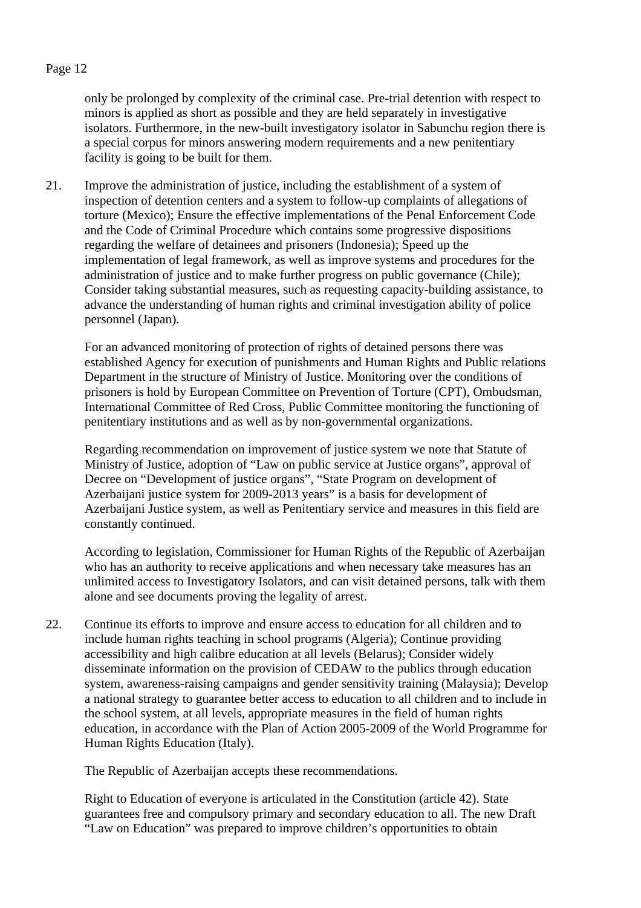only be prolonged by complexity of the criminal case. Pre-trial detention with respect to minors is applied as short as possible and they are held separately in investigative isolators. Furthermore, in the new-built investigatory isolator in Sabunchu region there is a special corpus for minors answering modern requirements and a new penitentiary facility is going to be built for them.

21. Improve the administration of justice, including the establishment of a system of inspection of detention centers and a system to follow-up complaints of allegations of torture (Mexico); Ensure the effective implementations of the Penal Enforcement Code and the Code of Criminal Procedure which contains some progressive dispositions regarding the welfare of detainees and prisoners (Indonesia); Speed up the implementation of legal framework, as well as improve systems and procedures for the administration of justice and to make further progress on public governance (Chile); Consider taking substantial measures, such as requesting capacity-building assistance, to advance the understanding of human rights and criminal investigation ability of police personnel (Japan).

For an advanced monitoring of protection of rights of detained persons there was established Agency for execution of punishments and Human Rights and Public relations Department in the structure of Ministry of Justice. Monitoring over the conditions of prisoners is hold by European Committee on Prevention of Torture (CPT), Ombudsman, International Committee of Red Cross, Public Committee monitoring the functioning of penitentiary institutions and as well as by non-governmental organizations.

Regarding recommendation on improvement of justice system we note that Statute of Ministry of Justice, adoption of "Law on public service at Justice organs", approval of Decree on "Development of justice organs", "State Program on development of Azerbaijani justice system for 2009-2013 years" is a basis for development of Azerbaijani Justice system, as well as Penitentiary service and measures in this field are constantly continued.

According to legislation, Commissioner for Human Rights of the Republic of Azerbaijan who has an authority to receive applications and when necessary take measures has an unlimited access to Investigatory Isolators, and can visit detained persons, talk with them alone and see documents proving the legality of arrest.

22. Continue its efforts to improve and ensure access to education for all children and to include human rights teaching in school programs (Algeria); Continue providing accessibility and high calibre education at all levels (Belarus); Consider widely disseminate information on the provision of CEDAW to the publics through education system, awareness-raising campaigns and gender sensitivity training (Malaysia); Develop a national strategy to guarantee better access to education to all children and to include in the school system, at all levels, appropriate measures in the field of human rights education, in accordance with the Plan of Action 2005-2009 of the World Programme for Human Rights Education (Italy).

The Republic of Azerbaijan accepts these recommendations.

Right to Education of everyone is articulated in the Constitution (article 42). State guarantees free and compulsory primary and secondary education to all. The new Draft "Law on Education" was prepared to improve children's opportunities to obtain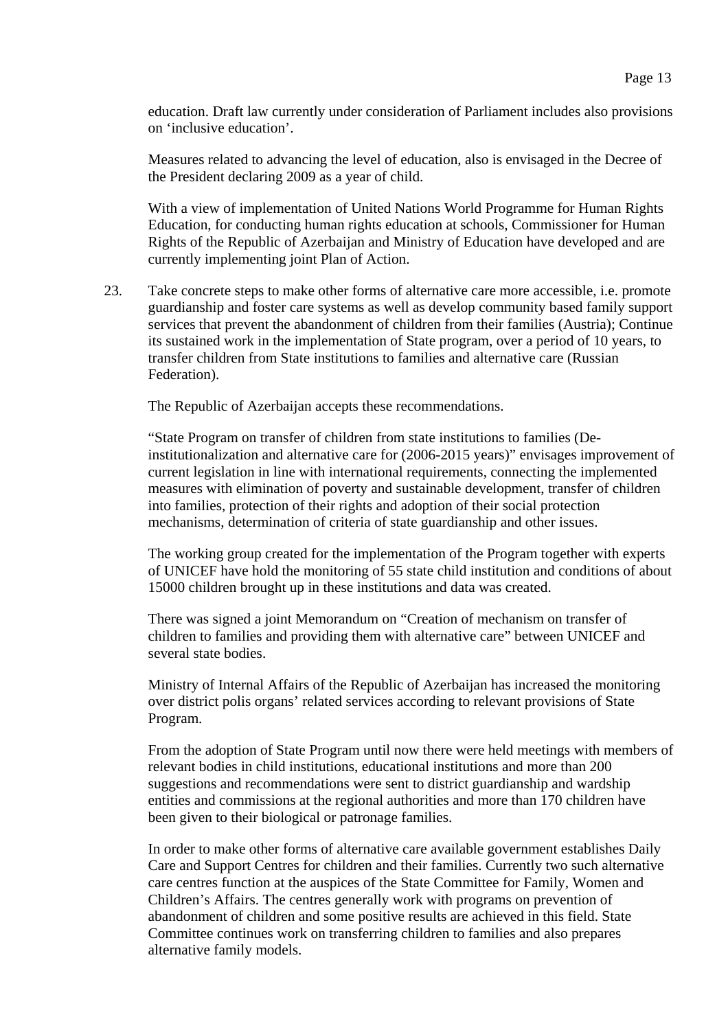education. Draft law currently under consideration of Parliament includes also provisions on 'inclusive education'.

Measures related to advancing the level of education, also is envisaged in the Decree of the President declaring 2009 as a year of child.

With a view of implementation of United Nations World Programme for Human Rights Education, for conducting human rights education at schools, Commissioner for Human Rights of the Republic of Azerbaijan and Ministry of Education have developed and are currently implementing joint Plan of Action.

23. Take concrete steps to make other forms of alternative care more accessible, i.e. promote guardianship and foster care systems as well as develop community based family support services that prevent the abandonment of children from their families (Austria); Continue its sustained work in the implementation of State program, over a period of 10 years, to transfer children from State institutions to families and alternative care (Russian Federation).

The Republic of Azerbaijan accepts these recommendations.

"State Program on transfer of children from state institutions to families (De-institutionalization and alternative care for (2006-2015 years)" envisages improvement of current legislation in line with international requirements, connecting the implemented measures with elimination of poverty and sustainable development, transfer of children into families, protection of their rights and adoption of their social protection mechanisms, determination of criteria of state guardianship and other issues.

The working group created for the implementation of the Program together with experts of UNICEF have hold the monitoring of 55 state child institution and conditions of about 15000 children brought up in these institutions and data was created.

There was signed a joint Memorandum on "Creation of mechanism on transfer of children to families and providing them with alternative care" between UNICEF and several state bodies.

Ministry of Internal Affairs of the Republic of Azerbaijan has increased the monitoring over district polis organs' related services according to relevant provisions of State Program.

From the adoption of State Program until now there were held meetings with members of relevant bodies in child institutions, educational institutions and more than 200 suggestions and recommendations were sent to district guardianship and wardship entities and commissions at the regional authorities and more than 170 children have been given to their biological or patronage families.

In order to make other forms of alternative care available government establishes Daily Care and Support Centres for children and their families. Currently two such alternative care centres function at the auspices of the State Committee for Family, Women and Children's Affairs. The centres generally work with programs on prevention of abandonment of children and some positive results are achieved in this field. State Committee continues work on transferring children to families and also prepares alternative family models.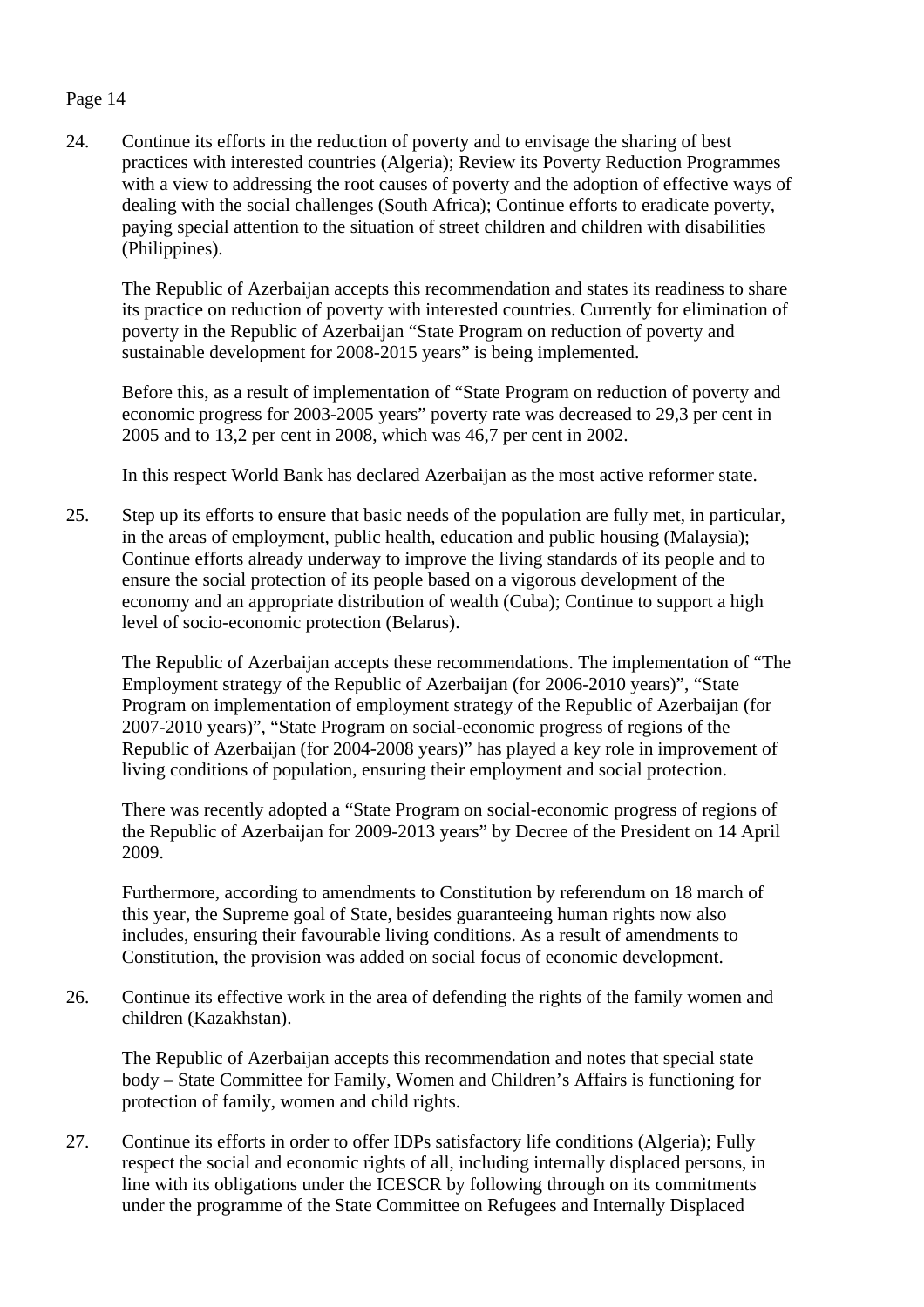24. Continue its efforts in the reduction of poverty and to envisage the sharing of best practices with interested countries (Algeria); Review its Poverty Reduction Programmes with a view to addressing the root causes of poverty and the adoption of effective ways of dealing with the social challenges (South Africa); Continue efforts to eradicate poverty, paying special attention to the situation of street children and children with disabilities (Philippines).

    The Republic of Azerbaijan accepts this recommendation and states its readiness to share its practice on reduction of poverty with interested countries. Currently for elimination of poverty in the Republic of Azerbaijan “State Program on reduction of poverty and sustainable development for 2008-2015 years” is being implemented.

    Before this, as a result of implementation of “State Program on reduction of poverty and economic progress for 2003-2005 years” poverty rate was decreased to 29,3 per cent in 2005 and to 13,2 per cent in 2008, which was 46,7 per cent in 2002.

    In this respect World Bank has declared Azerbaijan as the most active reformer state.

25. Step up its efforts to ensure that basic needs of the population are fully met, in particular, in the areas of employment, public health, education and public housing (Malaysia); Continue efforts already underway to improve the living standards of its people and to ensure the social protection of its people based on a vigorous development of the economy and an appropriate distribution of wealth (Cuba); Continue to support a high level of socio-economic protection (Belarus).

    The Republic of Azerbaijan accepts these recommendations. The implementation of “The Employment strategy of the Republic of Azerbaijan (for 2006-2010 years)”, “State Program on implementation of employment strategy of the Republic of Azerbaijan (for 2007-2010 years)”, “State Program on social-economic progress of regions of the Republic of Azerbaijan (for 2004-2008 years)” has played a key role in improvement of living conditions of population, ensuring their employment and social protection.

    There was recently adopted a “State Program on social-economic progress of regions of the Republic of Azerbaijan for 2009-2013 years” by Decree of the President on 14 April 2009.

    Furthermore, according to amendments to Constitution by referendum on 18 march of this year, the Supreme goal of State, besides guaranteeing human rights now also includes, ensuring their favourable living conditions. As a result of amendments to Constitution, the provision was added on social focus of economic development.

26. Continue its effective work in the area of defending the rights of the family women and children (Kazakhstan).

    The Republic of Azerbaijan accepts this recommendation and notes that special state body – State Committee for Family, Women and Children’s Affairs is functioning for protection of family, women and child rights.

27. Continue its efforts in order to offer IDPs satisfactory life conditions (Algeria); Fully respect the social and economic rights of all, including internally displaced persons, in line with its obligations under the ICESCR by following through on its commitments under the programme of the State Committee on Refugees and Internally Displaced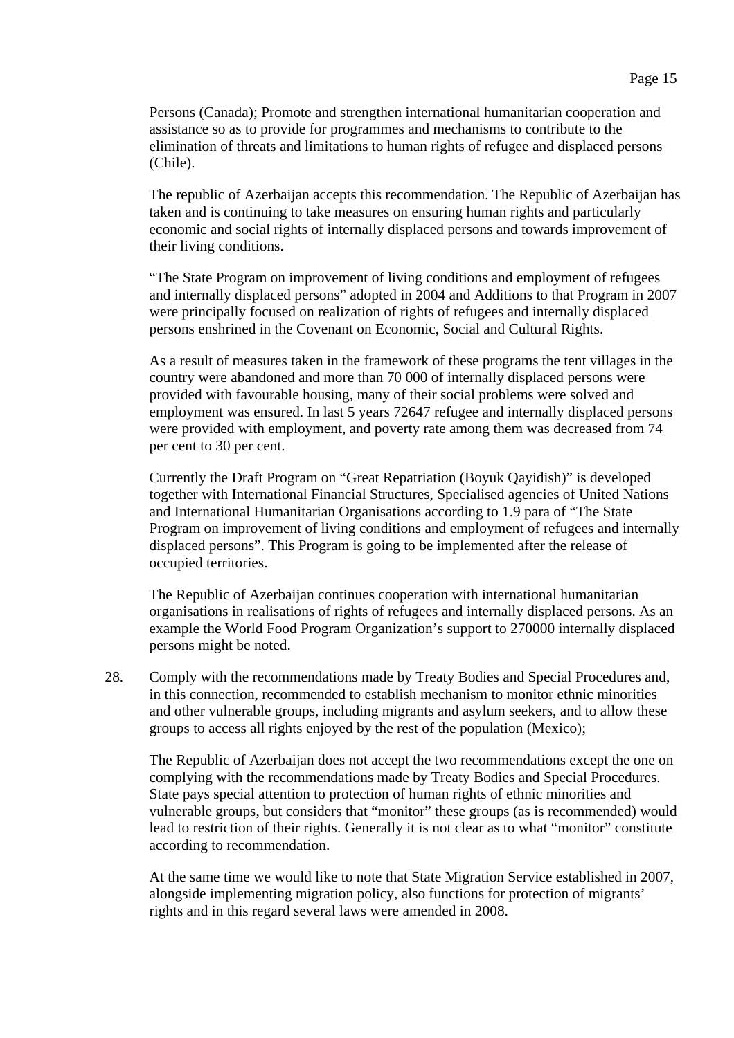Persons (Canada); Promote and strengthen international humanitarian cooperation and assistance so as to provide for programmes and mechanisms to contribute to the elimination of threats and limitations to human rights of refugee and displaced persons (Chile).

The republic of Azerbaijan accepts this recommendation. The Republic of Azerbaijan has taken and is continuing to take measures on ensuring human rights and particularly economic and social rights of internally displaced persons and towards improvement of their living conditions.

"The State Program on improvement of living conditions and employment of refugees and internally displaced persons" adopted in 2004 and Additions to that Program in 2007 were principally focused on realization of rights of refugees and internally displaced persons enshrined in the Covenant on Economic, Social and Cultural Rights.

As a result of measures taken in the framework of these programs the tent villages in the country were abandoned and more than 70 000 of internally displaced persons were provided with favourable housing, many of their social problems were solved and employment was ensured. In last 5 years 72647 refugee and internally displaced persons were provided with employment, and poverty rate among them was decreased from 74 per cent to 30 per cent.

Currently the Draft Program on "Great Repatriation (Boyuk Qayidish)" is developed together with International Financial Structures, Specialised agencies of United Nations and International Humanitarian Organisations according to 1.9 para of "The State Program on improvement of living conditions and employment of refugees and internally displaced persons". This Program is going to be implemented after the release of occupied territories.

The Republic of Azerbaijan continues cooperation with international humanitarian organisations in realisations of rights of refugees and internally displaced persons. As an example the World Food Program Organization's support to 270000 internally displaced persons might be noted.

28. Comply with the recommendations made by Treaty Bodies and Special Procedures and, in this connection, recommended to establish mechanism to monitor ethnic minorities and other vulnerable groups, including migrants and asylum seekers, and to allow these groups to access all rights enjoyed by the rest of the population (Mexico);

The Republic of Azerbaijan does not accept the two recommendations except the one on complying with the recommendations made by Treaty Bodies and Special Procedures. State pays special attention to protection of human rights of ethnic minorities and vulnerable groups, but considers that "monitor" these groups (as is recommended) would lead to restriction of their rights. Generally it is not clear as to what "monitor" constitute according to recommendation.

At the same time we would like to note that State Migration Service established in 2007, alongside implementing migration policy, also functions for protection of migrants' rights and in this regard several laws were amended in 2008.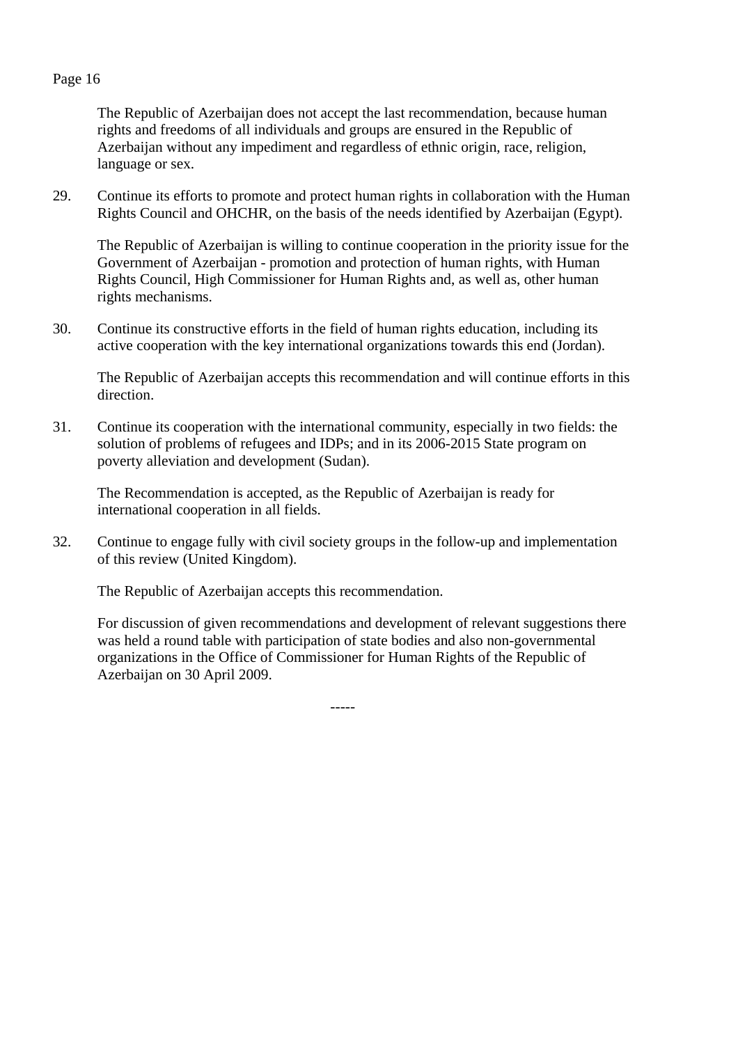The Republic of Azerbaijan does not accept the last recommendation, because human rights and freedoms of all individuals and groups are ensured in the Republic of Azerbaijan without any impediment and regardless of ethnic origin, race, religion, language or sex.

29. Continue its efforts to promote and protect human rights in collaboration with the Human Rights Council and OHCHR, on the basis of the needs identified by Azerbaijan (Egypt).

    The Republic of Azerbaijan is willing to continue cooperation in the priority issue for the Government of Azerbaijan - promotion and protection of human rights, with Human Rights Council, High Commissioner for Human Rights and, as well as, other human rights mechanisms.

30. Continue its constructive efforts in the field of human rights education, including its active cooperation with the key international organizations towards this end (Jordan).

    The Republic of Azerbaijan accepts this recommendation and will continue efforts in this direction.

31. Continue its cooperation with the international community, especially in two fields: the solution of problems of refugees and IDPs; and in its 2006-2015 State program on poverty alleviation and development (Sudan).

    The Recommendation is accepted, as the Republic of Azerbaijan is ready for international cooperation in all fields.

32. Continue to engage fully with civil society groups in the follow-up and implementation of this review (United Kingdom).

    The Republic of Azerbaijan accepts this recommendation.

    For discussion of given recommendations and development of relevant suggestions there was held a round table with participation of state bodies and also non-governmental organizations in the Office of Commissioner for Human Rights of the Republic of Azerbaijan on 30 April 2009.

-----